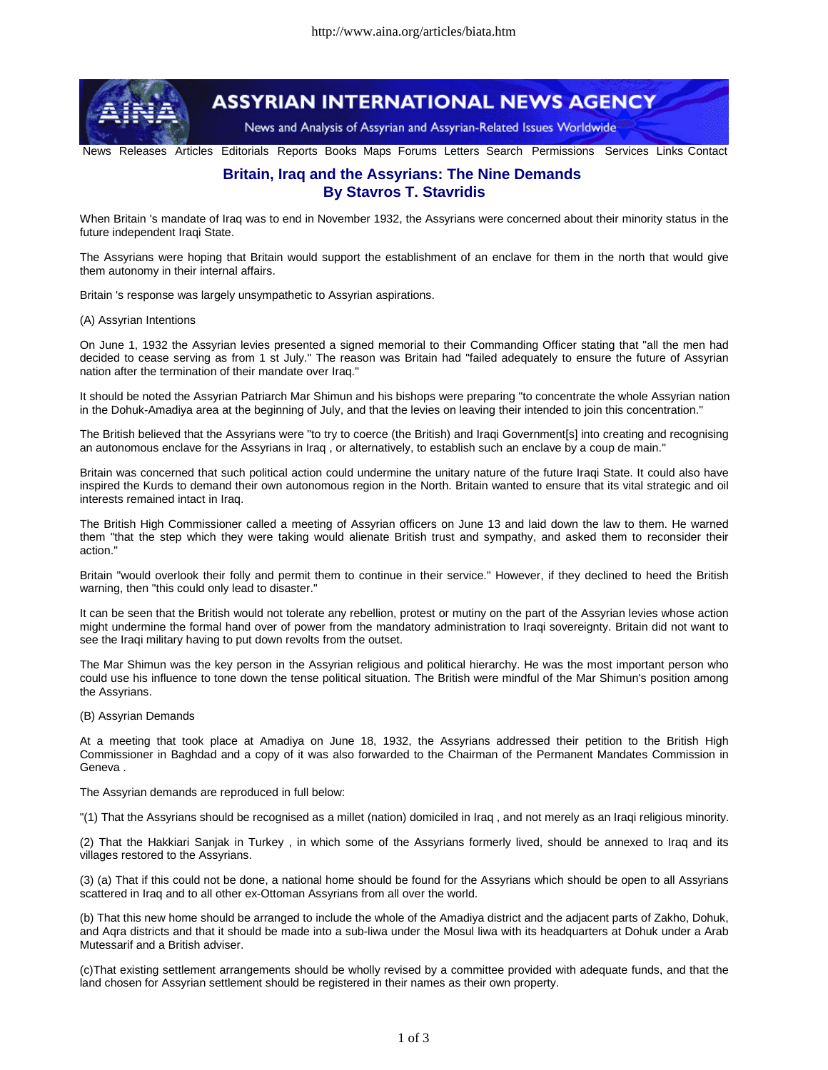ASSYRIAN INTERNATIONAL NEWS AGENCY

News and Analysis of Assyrian and Assyrian-Related Issues Worldwide

News Releases Articles Editorials Reports Books Maps Forums Letters Search Permissions Services Links Contact

# Britain, Iraq and the Assyrians: The Nine Demands

## By Stavros T. Stavridis

When Britain 's mandate of Iraq was to end in November 1932, the Assyrians were concerned about their minority status in the future independent Iraqi State.

The Assyrians were hoping that Britain would support the establishment of an enclave for them in the north that would give them autonomy in their internal affairs.

Britain 's response was largely unsympathetic to Assyrian aspirations.

(A) Assyrian Intentions

On June 1, 1932 the Assyrian levies presented a signed memorial to their Commanding Officer stating that "all the men had decided to cease serving as from 1 st July." The reason was Britain had "failed adequately to ensure the future of Assyrian nation after the termination of their mandate over Iraq."

It should be noted the Assyrian Patriarch Mar Shimun and his bishops were preparing "to concentrate the whole Assyrian nation in the Dohuk-Amadiya area at the beginning of July, and that the levies on leaving their intended to join this concentration."

The British believed that the Assyrians were "to try to coerce (the British) and Iraqi Government[s] into creating and recognising an autonomous enclave for the Assyrians in Iraq , or alternatively, to establish such an enclave by a coup de main."

Britain was concerned that such political action could undermine the unitary nature of the future Iraqi State. It could also have inspired the Kurds to demand their own autonomous region in the North. Britain wanted to ensure that its vital strategic and oil interests remained intact in Iraq.

The British High Commissioner called a meeting of Assyrian officers on June 13 and laid down the law to them. He warned them "that the step which they were taking would alienate British trust and sympathy, and asked them to reconsider their action."

Britain "would overlook their folly and permit them to continue in their service." However, if they declined to heed the British warning, then "this could only lead to disaster."

It can be seen that the British would not tolerate any rebellion, protest or mutiny on the part of the Assyrian levies whose action might undermine the formal hand over of power from the mandatory administration to Iraqi sovereignty. Britain did not want to see the Iraqi military having to put down revolts from the outset.

The Mar Shimun was the key person in the Assyrian religious and political hierarchy. He was the most important person who could use his influence to tone down the tense political situation. The British were mindful of the Mar Shimun's position among the Assyrians.

(B) Assyrian Demands

At a meeting that took place at Amadiya on June 18, 1932, the Assyrians addressed their petition to the British High Commissioner in Baghdad and a copy of it was also forwarded to the Chairman of the Permanent Mandates Commission in Geneva .

The Assyrian demands are reproduced in full below:

"(1) That the Assyrians should be recognised as a millet (nation) domiciled in Iraq , and not merely as an Iraqi religious minority.

(2) That the Hakkiari Sanjak in Turkey , in which some of the Assyrians formerly lived, should be annexed to Iraq and its villages restored to the Assyrians.

(3) (a) That if this could not be done, a national home should be found for the Assyrians which should be open to all Assyrians scattered in Iraq and to all other ex-Ottoman Assyrians from all over the world.

(b) That this new home should be arranged to include the whole of the Amadiya district and the adjacent parts of Zakho, Dohuk, and Aqra districts and that it should be made into a sub-liwa under the Mosul liwa with its headquarters at Dohuk under a Arab Mutessarif and a British adviser.

(c)That existing settlement arrangements should be wholly revised by a committee provided with adequate funds, and that the land chosen for Assyrian settlement should be registered in their names as their own property.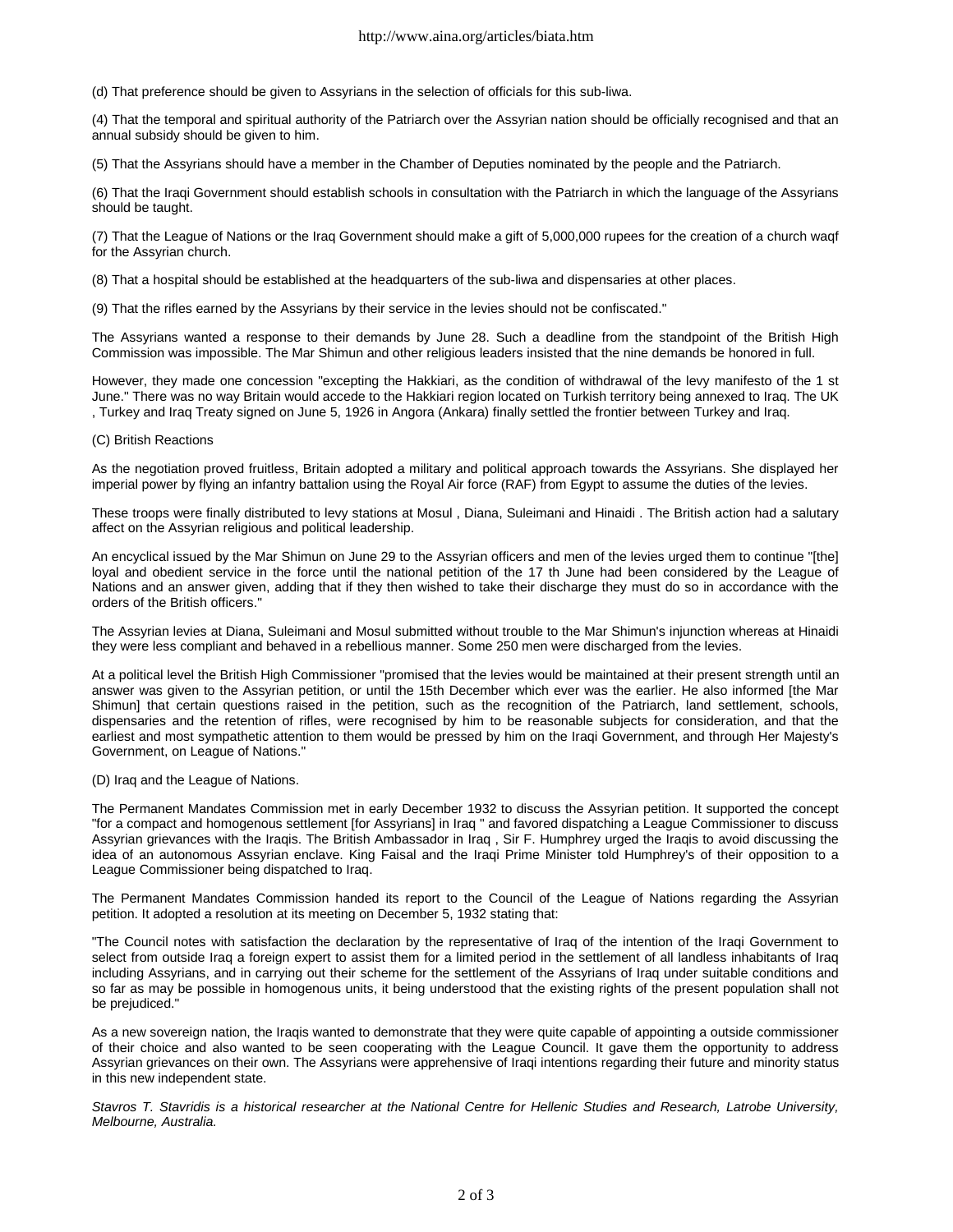(d) That preference should be given to Assyrians in the selection of officials for this sub-liwa.

(4) That the temporal and spiritual authority of the Patriarch over the Assyrian nation should be officially recognised and that an annual subsidy should be given to him.

(5) That the Assyrians should have a member in the Chamber of Deputies nominated by the people and the Patriarch.

(6) That the Iraqi Government should establish schools in consultation with the Patriarch in which the language of the Assyrians should be taught.

(7) That the League of Nations or the Iraq Government should make a gift of 5,000,000 rupees for the creation of a church waqf for the Assyrian church.

(8) That a hospital should be established at the headquarters of the sub-liwa and dispensaries at other places.

(9) That the rifles earned by the Assyrians by their service in the levies should not be confiscated."

The Assyrians wanted a response to their demands by June 28. Such a deadline from the standpoint of the British High Commission was impossible. The Mar Shimun and other religious leaders insisted that the nine demands be honored in full.

However, they made one concession "excepting the Hakkiari, as the condition of withdrawal of the levy manifesto of the 1 st June." There was no way Britain would accede to the Hakkiari region located on Turkish territory being annexed to Iraq. The UK , Turkey and Iraq Treaty signed on June 5, 1926 in Angora (Ankara) finally settled the frontier between Turkey and Iraq.

(C) British Reactions

As the negotiation proved fruitless, Britain adopted a military and political approach towards the Assyrians. She displayed her imperial power by flying an infantry battalion using the Royal Air force (RAF) from Egypt to assume the duties of the levies.

These troops were finally distributed to levy stations at Mosul , Diana, Suleimani and Hinaidi . The British action had a salutary affect on the Assyrian religious and political leadership.

An encyclical issued by the Mar Shimun on June 29 to the Assyrian officers and men of the levies urged them to continue "[the] loyal and obedient service in the force until the national petition of the 17 th June had been considered by the League of Nations and an answer given, adding that if they then wished to take their discharge they must do so in accordance with the orders of the British officers."

The Assyrian levies at Diana, Suleimani and Mosul submitted without trouble to the Mar Shimun's injunction whereas at Hinaidi they were less compliant and behaved in a rebellious manner. Some 250 men were discharged from the levies.

At a political level the British High Commissioner "promised that the levies would be maintained at their present strength until an answer was given to the Assyrian petition, or until the 15th December which ever was the earlier. He also informed [the Mar Shimun] that certain questions raised in the petition, such as the recognition of the Patriarch, land settlement, schools, dispensaries and the retention of rifles, were recognised by him to be reasonable subjects for consideration, and that the earliest and most sympathetic attention to them would be pressed by him on the Iraqi Government, and through Her Majesty's Government, on League of Nations."

(D) Iraq and the League of Nations.

The Permanent Mandates Commission met in early December 1932 to discuss the Assyrian petition. It supported the concept "for a compact and homogenous settlement [for Assyrians] in Iraq " and favored dispatching a League Commissioner to discuss Assyrian grievances with the Iraqis. The British Ambassador in Iraq , Sir F. Humphrey urged the Iraqis to avoid discussing the idea of an autonomous Assyrian enclave. King Faisal and the Iraqi Prime Minister told Humphrey's of their opposition to a League Commissioner being dispatched to Iraq.

The Permanent Mandates Commission handed its report to the Council of the League of Nations regarding the Assyrian petition. It adopted a resolution at its meeting on December 5, 1932 stating that:

"The Council notes with satisfaction the declaration by the representative of Iraq of the intention of the Iraqi Government to select from outside Iraq a foreign expert to assist them for a limited period in the settlement of all landless inhabitants of Iraq including Assyrians, and in carrying out their scheme for the settlement of the Assyrians of Iraq under suitable conditions and so far as may be possible in homogenous units, it being understood that the existing rights of the present population shall not be prejudiced."

As a new sovereign nation, the Iraqis wanted to demonstrate that they were quite capable of appointing a outside commissioner of their choice and also wanted to be seen cooperating with the League Council. It gave them the opportunity to address Assyrian grievances on their own. The Assyrians were apprehensive of Iraqi intentions regarding their future and minority status in this new independent state.

*Stavros T. Stavridis is a historical researcher at the National Centre for Hellenic Studies and Research, Latrobe University, Melbourne, Australia.*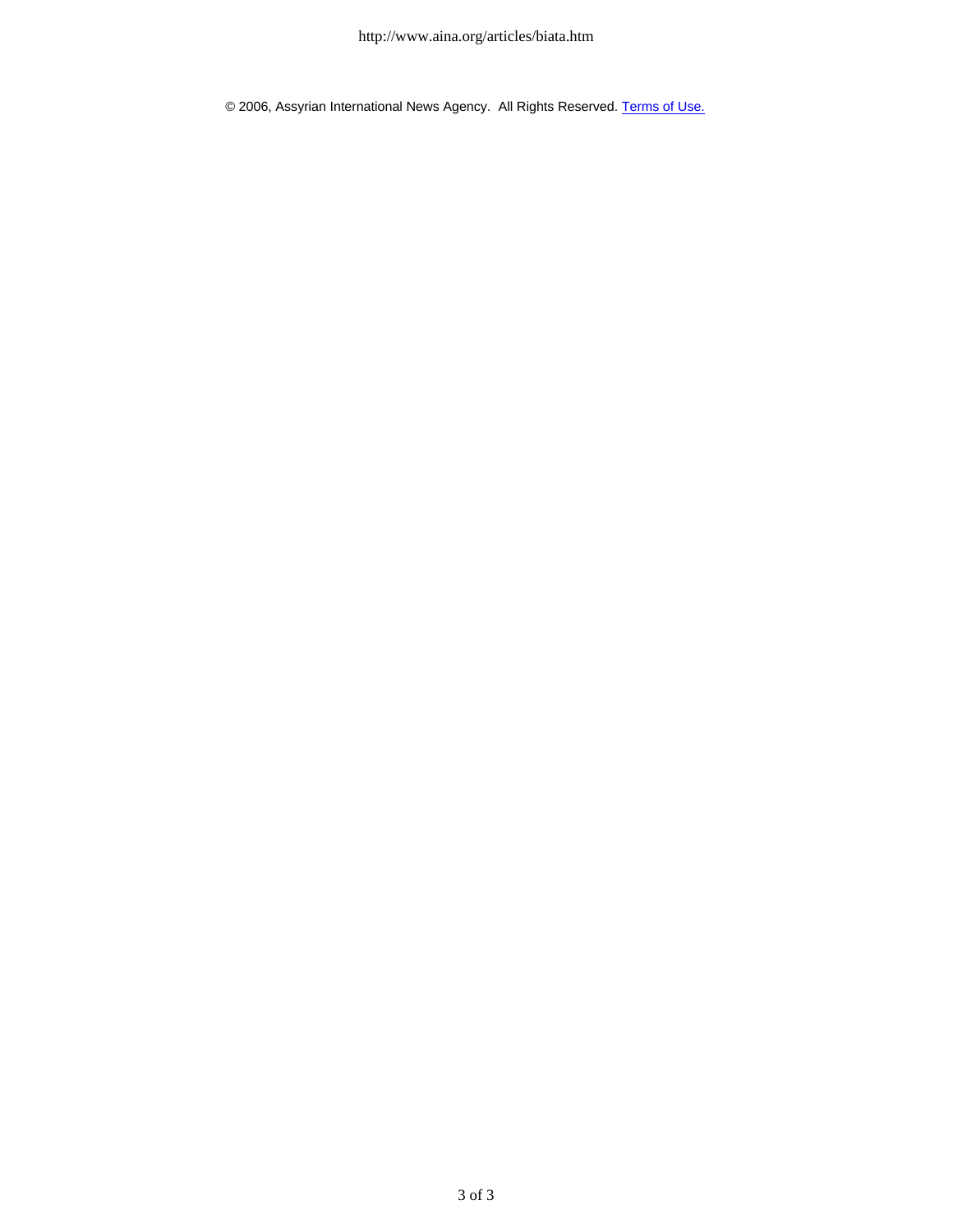© 2006, Assyrian International News Agency. All Rights Reserved. Terms of Use.